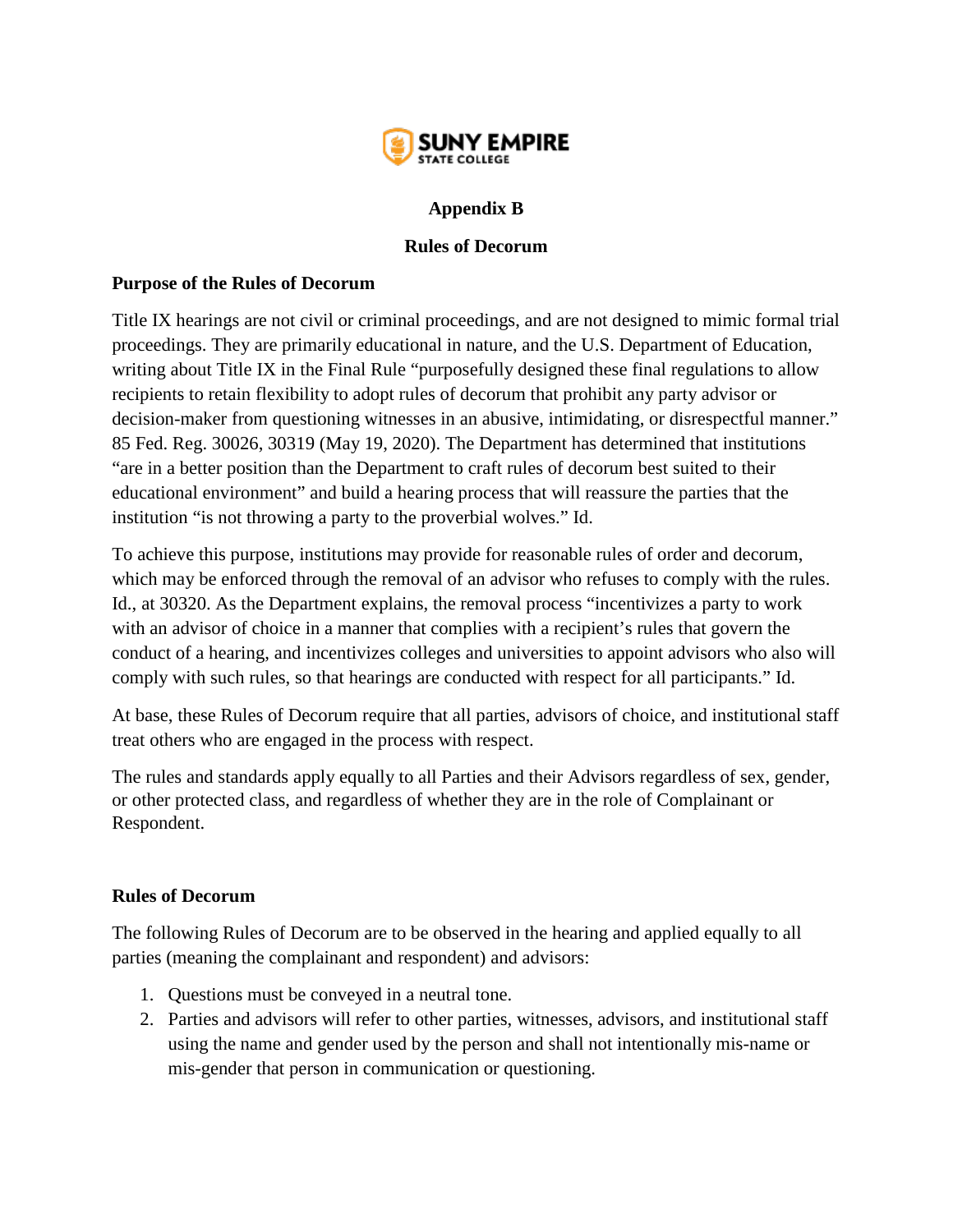SUNY EMPIRE STATE COLLEGE

## Appendix B

## Rules of Decorum

### Purpose of the Rules of Decorum

Title IX hearings are not civil or criminal proceedings, and are not designed to mimic formal trial proceedings. They are primarily educational in nature, and the U.S. Department of Education, writing about Title IX in the Final Rule "purposefully designed these final regulations to allow recipients to retain flexibility to adopt rules of decorum that prohibit any party advisor or decision-maker from questioning witnesses in an abusive, intimidating, or disrespectful manner." 85 Fed. Reg. 30026, 30319 (May 19, 2020). The Department has determined that institutions "are in a better position than the Department to craft rules of decorum best suited to their educational environment" and build a hearing process that will reassure the parties that the institution "is not throwing a party to the proverbial wolves." Id.

To achieve this purpose, institutions may provide for reasonable rules of order and decorum, which may be enforced through the removal of an advisor who refuses to comply with the rules. Id., at 30320. As the Department explains, the removal process "incentivizes a party to work with an advisor of choice in a manner that complies with a recipient's rules that govern the conduct of a hearing, and incentivizes colleges and universities to appoint advisors who also will comply with such rules, so that hearings are conducted with respect for all participants." Id.

At base, these Rules of Decorum require that all parties, advisors of choice, and institutional staff treat others who are engaged in the process with respect.

The rules and standards apply equally to all Parties and their Advisors regardless of sex, gender, or other protected class, and regardless of whether they are in the role of Complainant or Respondent.

### Rules of Decorum

The following Rules of Decorum are to be observed in the hearing and applied equally to all parties (meaning the complainant and respondent) and advisors:

1. Questions must be conveyed in a neutral tone.
2. Parties and advisors will refer to other parties, witnesses, advisors, and institutional staff using the name and gender used by the person and shall not intentionally mis-name or mis-gender that person in communication or questioning.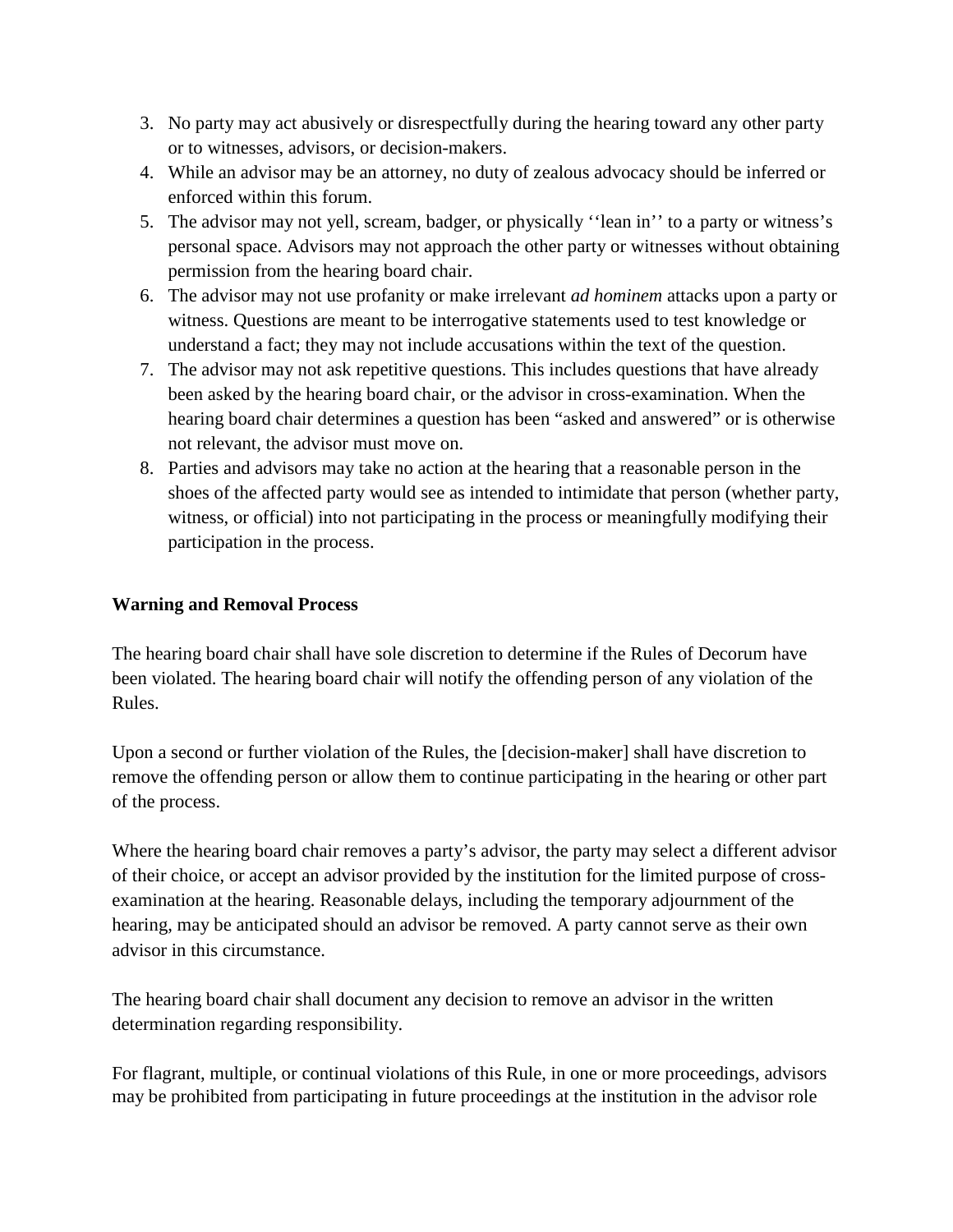3. No party may act abusively or disrespectfully during the hearing toward any other party or to witnesses, advisors, or decision-makers.
4. While an advisor may be an attorney, no duty of zealous advocacy should be inferred or enforced within this forum.
5. The advisor may not yell, scream, badger, or physically ''lean in'' to a party or witness's personal space. Advisors may not approach the other party or witnesses without obtaining permission from the hearing board chair.
6. The advisor may not use profanity or make irrelevant *ad hominem* attacks upon a party or witness. Questions are meant to be interrogative statements used to test knowledge or understand a fact; they may not include accusations within the text of the question.
7. The advisor may not ask repetitive questions. This includes questions that have already been asked by the hearing board chair, or the advisor in cross-examination. When the hearing board chair determines a question has been "asked and answered" or is otherwise not relevant, the advisor must move on.
8. Parties and advisors may take no action at the hearing that a reasonable person in the shoes of the affected party would see as intended to intimidate that person (whether party, witness, or official) into not participating in the process or meaningfully modifying their participation in the process.

**Warning and Removal Process**

The hearing board chair shall have sole discretion to determine if the Rules of Decorum have been violated. The hearing board chair will notify the offending person of any violation of the Rules.

Upon a second or further violation of the Rules, the [decision-maker] shall have discretion to remove the offending person or allow them to continue participating in the hearing or other part of the process.

Where the hearing board chair removes a party's advisor, the party may select a different advisor of their choice, or accept an advisor provided by the institution for the limited purpose of cross-examination at the hearing. Reasonable delays, including the temporary adjournment of the hearing, may be anticipated should an advisor be removed. A party cannot serve as their own advisor in this circumstance.

The hearing board chair shall document any decision to remove an advisor in the written determination regarding responsibility.

For flagrant, multiple, or continual violations of this Rule, in one or more proceedings, advisors may be prohibited from participating in future proceedings at the institution in the advisor role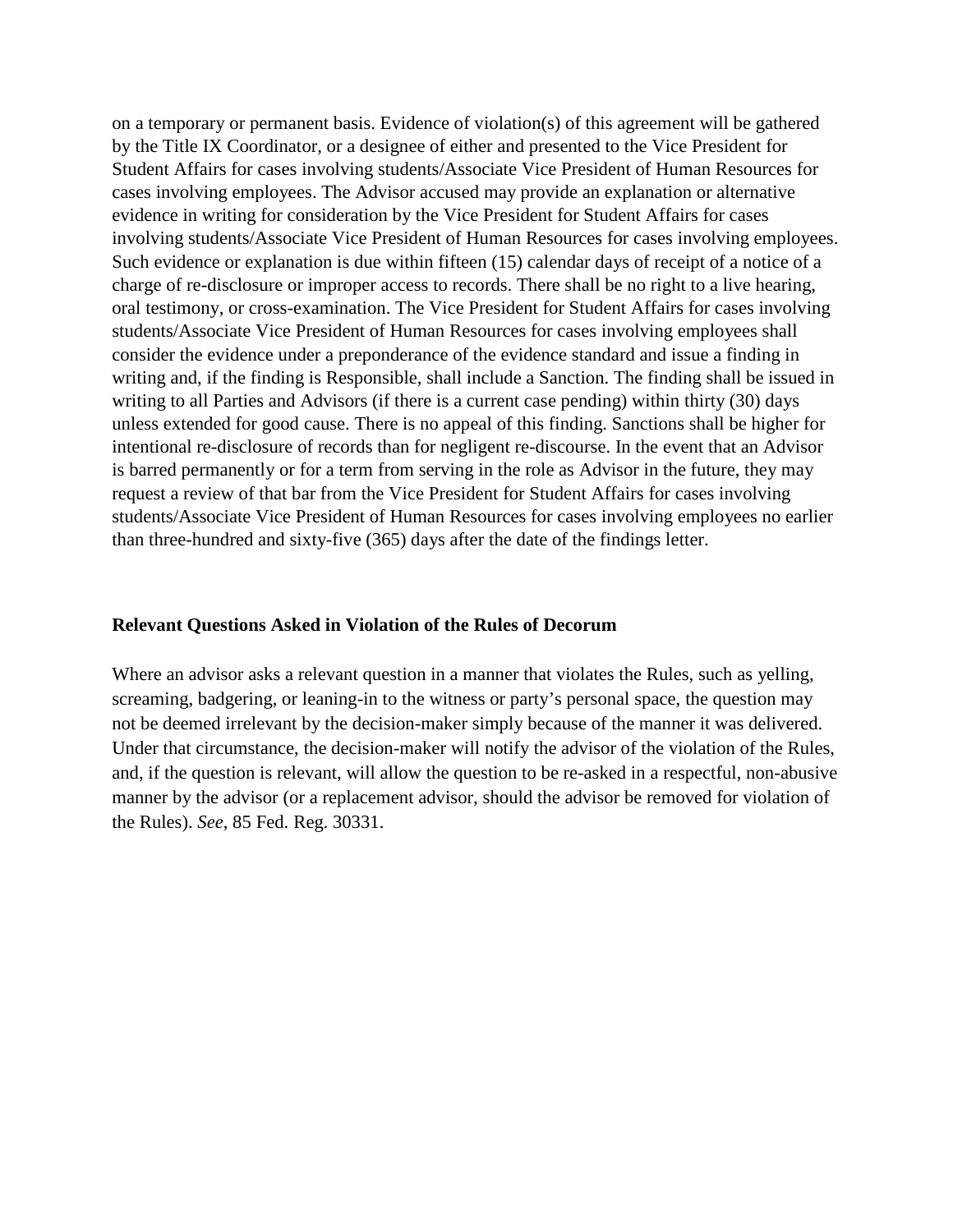on a temporary or permanent basis. Evidence of violation(s) of this agreement will be gathered by the Title IX Coordinator, or a designee of either and presented to the Vice President for Student Affairs for cases involving students/Associate Vice President of Human Resources for cases involving employees. The Advisor accused may provide an explanation or alternative evidence in writing for consideration by the Vice President for Student Affairs for cases involving students/Associate Vice President of Human Resources for cases involving employees. Such evidence or explanation is due within fifteen (15) calendar days of receipt of a notice of a charge of re-disclosure or improper access to records. There shall be no right to a live hearing, oral testimony, or cross-examination. The Vice President for Student Affairs for cases involving students/Associate Vice President of Human Resources for cases involving employees shall consider the evidence under a preponderance of the evidence standard and issue a finding in writing and, if the finding is Responsible, shall include a Sanction. The finding shall be issued in writing to all Parties and Advisors (if there is a current case pending) within thirty (30) days unless extended for good cause. There is no appeal of this finding. Sanctions shall be higher for intentional re-disclosure of records than for negligent re-discourse. In the event that an Advisor is barred permanently or for a term from serving in the role as Advisor in the future, they may request a review of that bar from the Vice President for Student Affairs for cases involving students/Associate Vice President of Human Resources for cases involving employees no earlier than three-hundred and sixty-five (365) days after the date of the findings letter.

**Relevant Questions Asked in Violation of the Rules of Decorum**

Where an advisor asks a relevant question in a manner that violates the Rules, such as yelling, screaming, badgering, or leaning-in to the witness or party's personal space, the question may not be deemed irrelevant by the decision-maker simply because of the manner it was delivered. Under that circumstance, the decision-maker will notify the advisor of the violation of the Rules, and, if the question is relevant, will allow the question to be re-asked in a respectful, non-abusive manner by the advisor (or a replacement advisor, should the advisor be removed for violation of the Rules). *See*, 85 Fed. Reg. 30331.